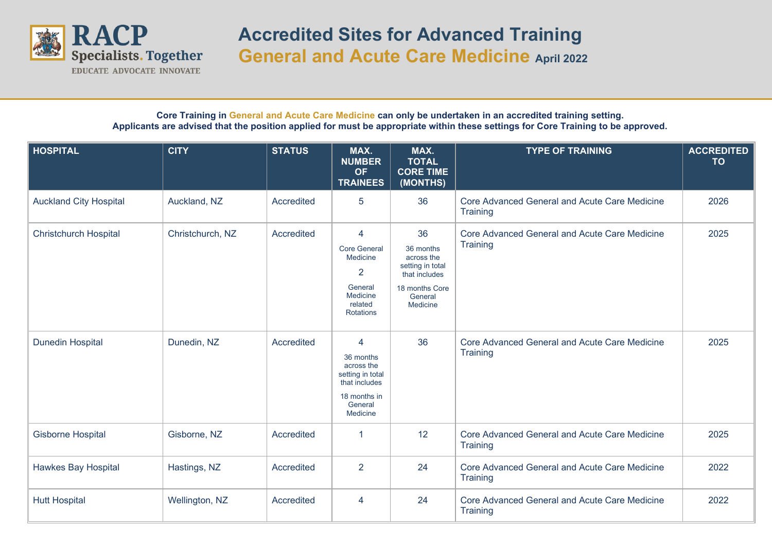RACP
Specialists. Together
EDUCATE ADVOCATE INNOVATE

# Accredited Sites for Advanced Training

## General and Acute Care Medicine April 2022

**Core Training in General and Acute Care Medicine can only be undertaken in an accredited training setting.**
**Applicants are advised that the position applied for must be appropriate within these settings for Core Training to be approved.**

| HOSPITAL | CITY | STATUS | MAX. NUMBER OF TRAINEES | MAX. TOTAL CORE TIME (MONTHS) | TYPE OF TRAINING | ACCREDITED TO |
|---|---|---|---|---|---|---|
| Auckland City Hospital | Auckland, NZ | Accredited | 5 | 36 | Core Advanced General and Acute Care Medicine Training | 2026 |
| Christchurch Hospital | Christchurch, NZ | Accredited | 4 Core General Medicine 2 General Medicine related Rotations | 36 36 months across the setting in total that includes 18 months Core General Medicine | Core Advanced General and Acute Care Medicine Training | 2025 |
| Dunedin Hospital | Dunedin, NZ | Accredited | 4 36 months across the setting in total that includes 18 months in General Medicine | 36 | Core Advanced General and Acute Care Medicine Training | 2025 |
| Gisborne Hospital | Gisborne, NZ | Accredited | 1 | 12 | Core Advanced General and Acute Care Medicine Training | 2025 |
| Hawkes Bay Hospital | Hastings, NZ | Accredited | 2 | 24 | Core Advanced General and Acute Care Medicine Training | 2022 |
| Hutt Hospital | Wellington, NZ | Accredited | 4 | 24 | Core Advanced General and Acute Care Medicine Training | 2022 |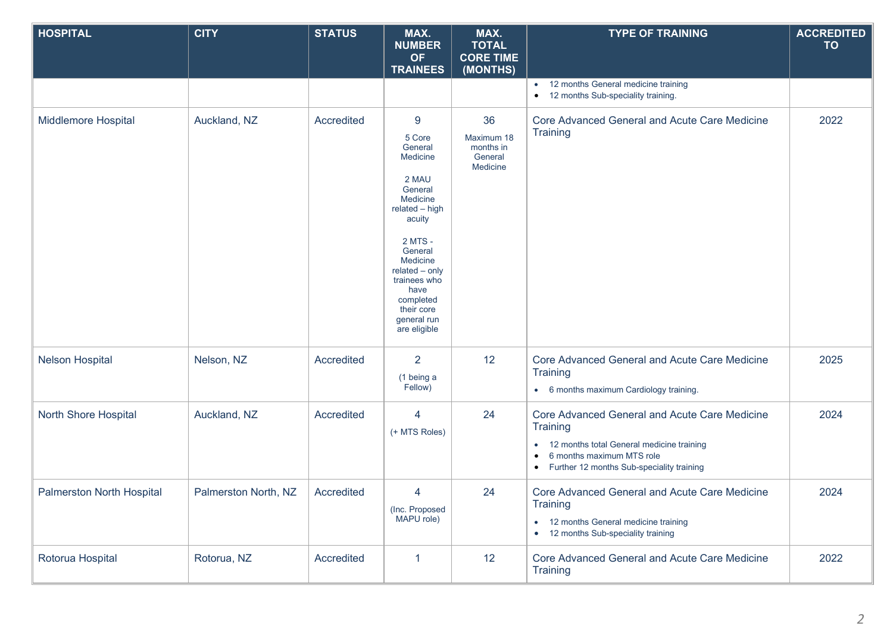| HOSPITAL | CITY | STATUS | MAX. NUMBER OF TRAINEES | MAX. TOTAL CORE TIME (MONTHS) | TYPE OF TRAINING | ACCREDITED TO |
|---|---|---|---|---|---|---|
| | | | | | • 12 months General medicine training<br>• 12 months Sub-speciality training. | |
| Middlemore Hospital | Auckland, NZ | Accredited | 9<br>5 Core General Medicine<br>2 MAU General Medicine related – high acuity<br>2 MTS - General Medicine related – only trainees who have completed their core general run are eligible | 36<br>Maximum 18 months in General Medicine | Core Advanced General and Acute Care Medicine Training | 2022 |
| Nelson Hospital | Nelson, NZ | Accredited | 2<br>(1 being a Fellow) | 12 | Core Advanced General and Acute Care Medicine Training<br>• 6 months maximum Cardiology training. | 2025 |
| North Shore Hospital | Auckland, NZ | Accredited | 4<br>(+ MTS Roles) | 24 | Core Advanced General and Acute Care Medicine Training<br>• 12 months total General medicine training<br>• 6 months maximum MTS role<br>• Further 12 months Sub-speciality training | 2024 |
| Palmerston North Hospital | Palmerston North, NZ | Accredited | 4<br>(Inc. Proposed MAPU role) | 24 | Core Advanced General and Acute Care Medicine Training<br>• 12 months General medicine training<br>• 12 months Sub-speciality training | 2024 |
| Rotorua Hospital | Rotorua, NZ | Accredited | 1 | 12 | Core Advanced General and Acute Care Medicine Training | 2022 |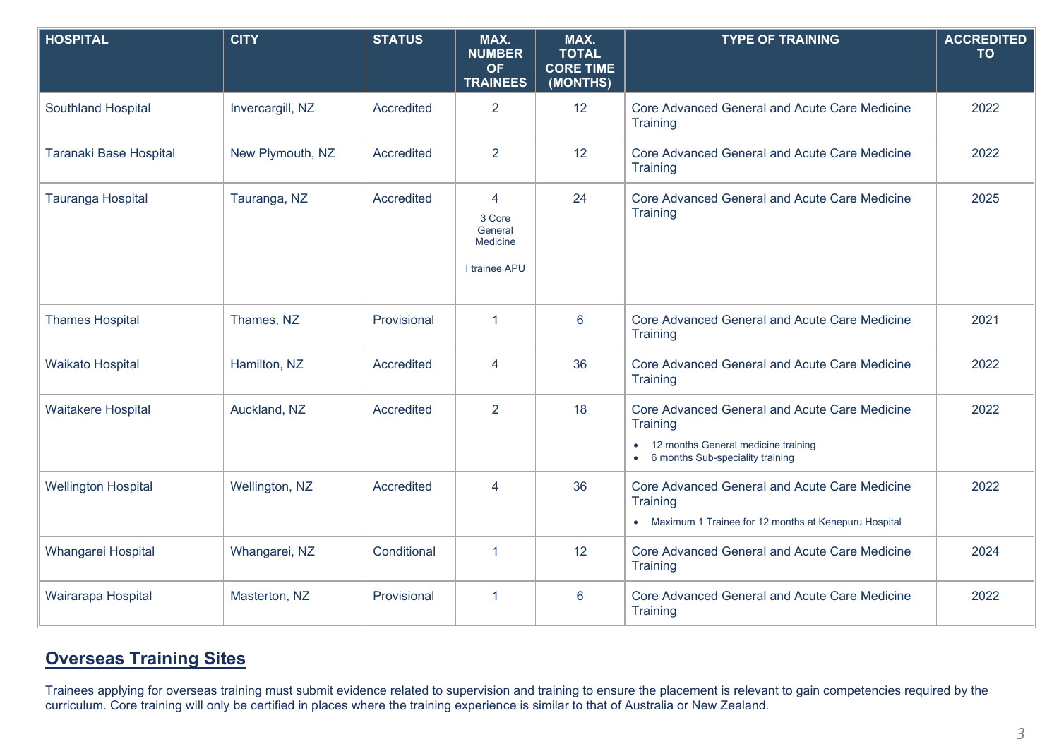| HOSPITAL | CITY | STATUS | MAX. NUMBER OF TRAINEES | MAX. TOTAL CORE TIME (MONTHS) | TYPE OF TRAINING | ACCREDITED TO |
|---|---|---|---|---|---|---|
| Southland Hospital | Invercargill, NZ | Accredited | 2 | 12 | Core Advanced General and Acute Care Medicine Training | 2022 |
| Taranaki Base Hospital | New Plymouth, NZ | Accredited | 2 | 12 | Core Advanced General and Acute Care Medicine Training | 2022 |
| Tauranga Hospital | Tauranga, NZ | Accredited | 4<br>3 Core General Medicine<br>I trainee APU | 24 | Core Advanced General and Acute Care Medicine Training | 2025 |
| Thames Hospital | Thames, NZ | Provisional | 1 | 6 | Core Advanced General and Acute Care Medicine Training | 2021 |
| Waikato Hospital | Hamilton, NZ | Accredited | 4 | 36 | Core Advanced General and Acute Care Medicine Training | 2022 |
| Waitakere Hospital | Auckland, NZ | Accredited | 2 | 18 | Core Advanced General and Acute Care Medicine Training<br>• 12 months General medicine training<br>• 6 months Sub-speciality training | 2022 |
| Wellington Hospital | Wellington, NZ | Accredited | 4 | 36 | Core Advanced General and Acute Care Medicine Training<br>• Maximum 1 Trainee for 12 months at Kenepuru Hospital | 2022 |
| Whangarei Hospital | Whangarei, NZ | Conditional | 1 | 12 | Core Advanced General and Acute Care Medicine Training | 2024 |
| Wairarapa Hospital | Masterton, NZ | Provisional | 1 | 6 | Core Advanced General and Acute Care Medicine Training | 2022 |

## Overseas Training Sites

Trainees applying for overseas training must submit evidence related to supervision and training to ensure the placement is relevant to gain competencies required by the curriculum. Core training will only be certified in places where the training experience is similar to that of Australia or New Zealand.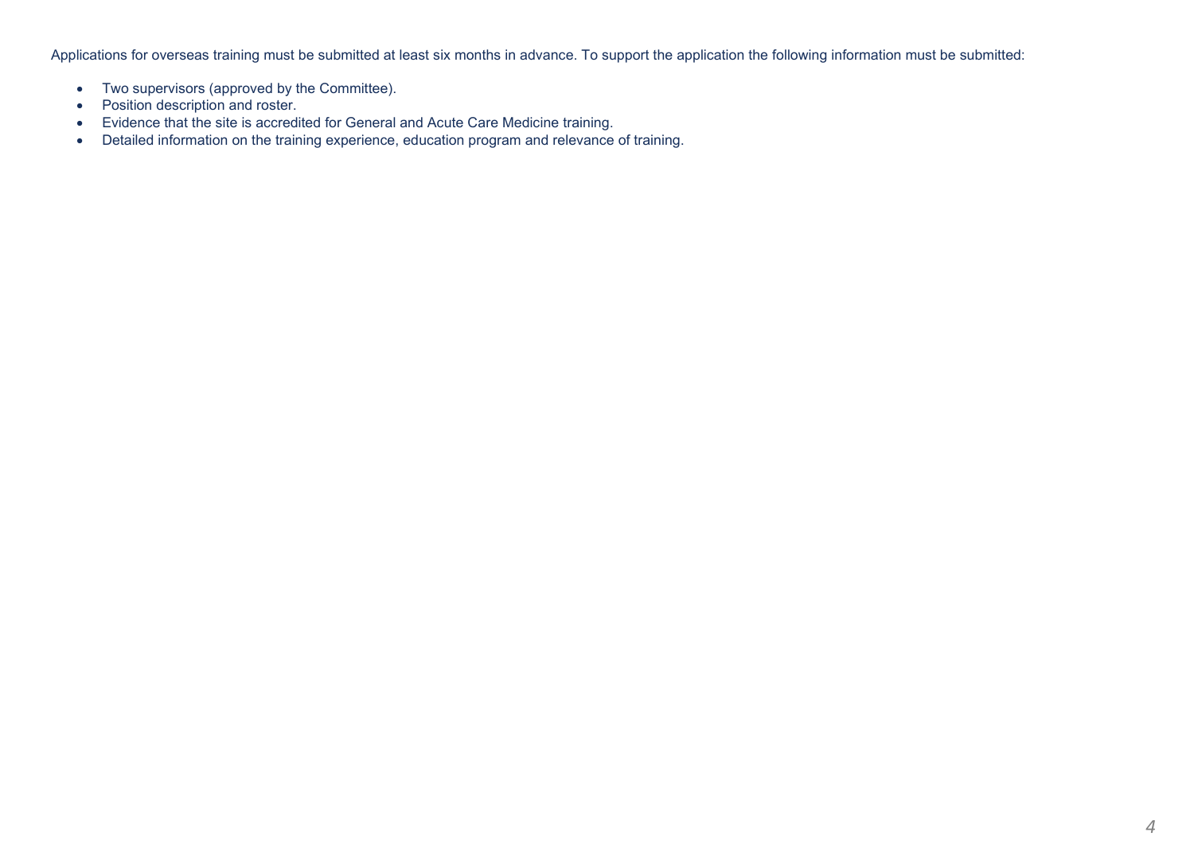Applications for overseas training must be submitted at least six months in advance. To support the application the following information must be submitted:

- Two supervisors (approved by the Committee).
- Position description and roster.
- Evidence that the site is accredited for General and Acute Care Medicine training.
- Detailed information on the training experience, education program and relevance of training.